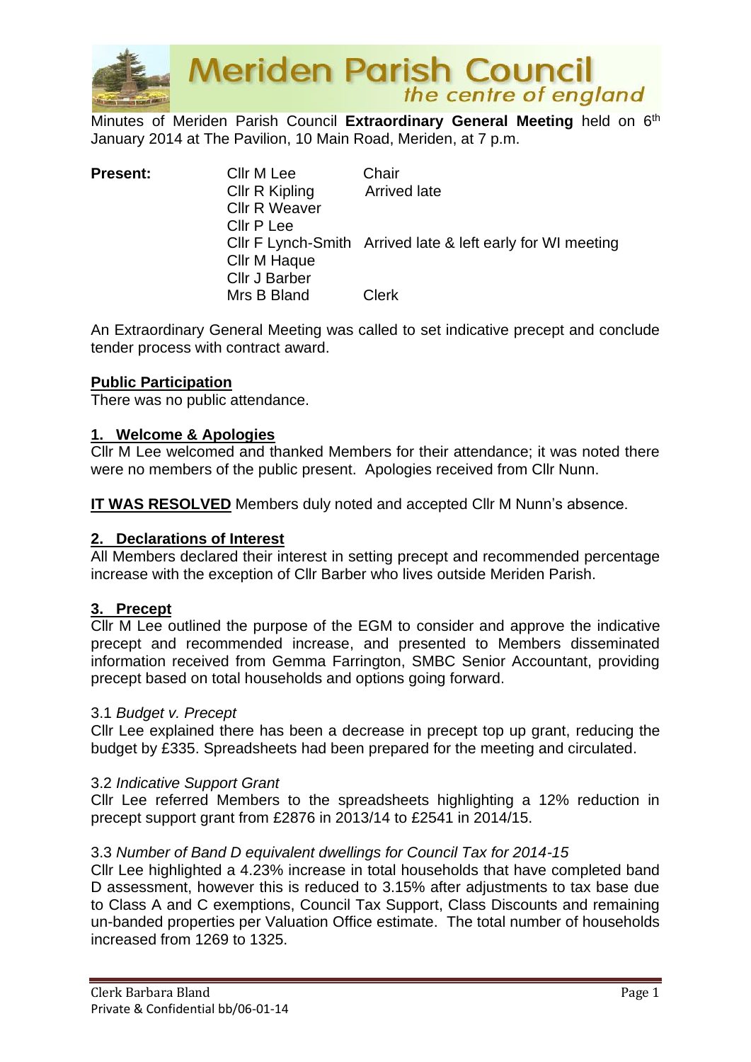# Meriden Parish Council
*the centre of england*

Minutes of Meriden Parish Council **Extraordinary General Meeting** held on 6th January 2014 at The Pavilion, 10 Main Road, Meriden, at 7 p.m.

| **Present:** | | |
|---|---|---|
| | Cllr M Lee | Chair |
| | Cllr R Kipling | Arrived late |
| | Cllr R Weaver | |
| | Cllr P Lee | |
| | Cllr F Lynch-Smith | Arrived late & left early for WI meeting |
| | Cllr M Haque | |
| | Cllr J Barber | |
| | Mrs B Bland | Clerk |

An Extraordinary General Meeting was called to set indicative precept and conclude tender process with contract award.

**Public Participation**

There was no public attendance.

**1. Welcome & Apologies**

Cllr M Lee welcomed and thanked Members for their attendance; it was noted there were no members of the public present. Apologies received from Cllr Nunn.

**IT WAS RESOLVED** Members duly noted and accepted Cllr M Nunn's absence.

**2. Declarations of Interest**

All Members declared their interest in setting precept and recommended percentage increase with the exception of Cllr Barber who lives outside Meriden Parish.

**3. Precept**

Cllr M Lee outlined the purpose of the EGM to consider and approve the indicative precept and recommended increase, and presented to Members disseminated information received from Gemma Farrington, SMBC Senior Accountant, providing precept based on total households and options going forward.

3.1 *Budget v. Precept*

Cllr Lee explained there has been a decrease in precept top up grant, reducing the budget by £335. Spreadsheets had been prepared for the meeting and circulated.

3.2 *Indicative Support Grant*

Cllr Lee referred Members to the spreadsheets highlighting a 12% reduction in precept support grant from £2876 in 2013/14 to £2541 in 2014/15.

3.3 *Number of Band D equivalent dwellings for Council Tax for 2014-15*

Cllr Lee highlighted a 4.23% increase in total households that have completed band D assessment, however this is reduced to 3.15% after adjustments to tax base due to Class A and C exemptions, Council Tax Support, Class Discounts and remaining un-banded properties per Valuation Office estimate. The total number of households increased from 1269 to 1325.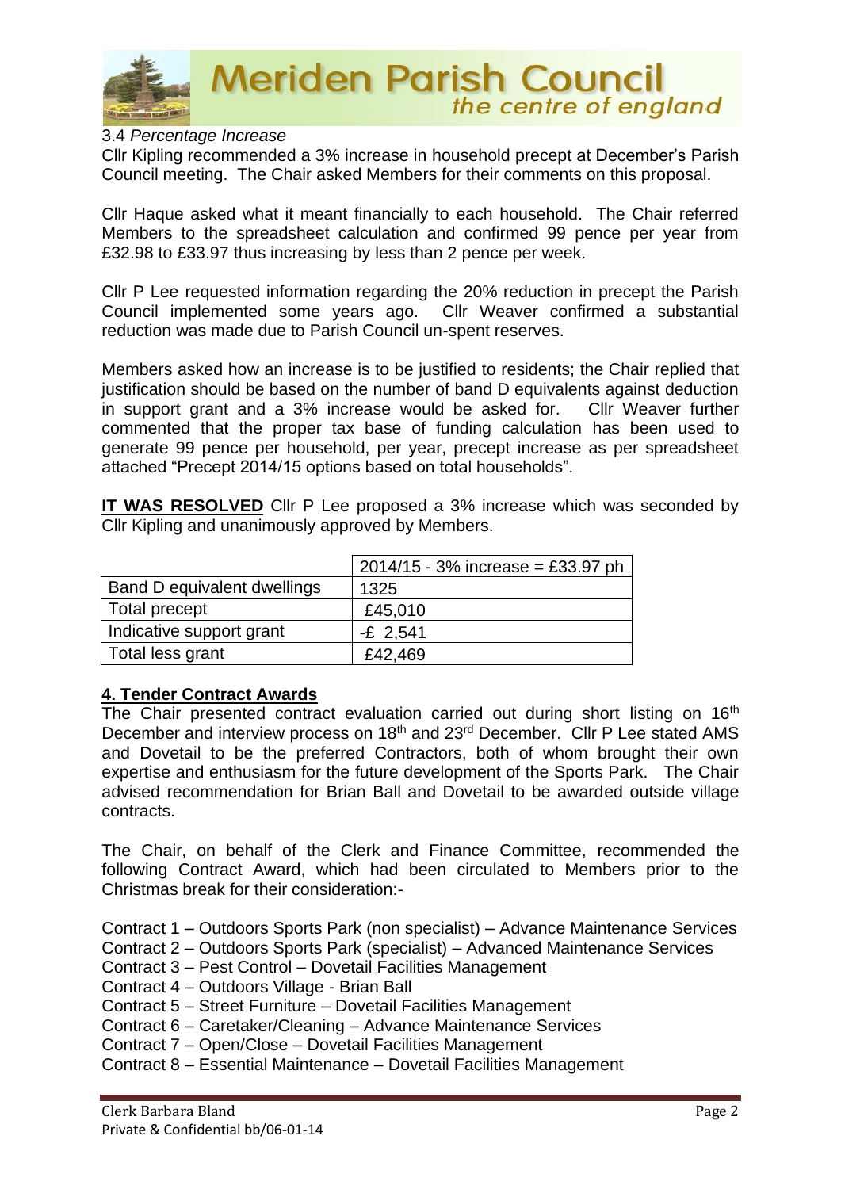3.4 *Percentage Increase*

Cllr Kipling recommended a 3% increase in household precept at December's Parish Council meeting. The Chair asked Members for their comments on this proposal.

Cllr Haque asked what it meant financially to each household. The Chair referred Members to the spreadsheet calculation and confirmed 99 pence per year from £32.98 to £33.97 thus increasing by less than 2 pence per week.

Cllr P Lee requested information regarding the 20% reduction in precept the Parish Council implemented some years ago. Cllr Weaver confirmed a substantial reduction was made due to Parish Council un-spent reserves.

Members asked how an increase is to be justified to residents; the Chair replied that justification should be based on the number of band D equivalents against deduction in support grant and a 3% increase would be asked for. Cllr Weaver further commented that the proper tax base of funding calculation has been used to generate 99 pence per household, per year, precept increase as per spreadsheet attached "Precept 2014/15 options based on total households".

**IT WAS RESOLVED** Cllr P Lee proposed a 3% increase which was seconded by Cllr Kipling and unanimously approved by Members.

| | 2014/15 - 3% increase = £33.97 ph |
|---|---|
| Band D equivalent dwellings | 1325 |
| Total precept | £45,010 |
| Indicative support grant | -£ 2,541 |
| Total less grant | £42,469 |

## 4. Tender Contract Awards

The Chair presented contract evaluation carried out during short listing on 16th December and interview process on 18th and 23rd December. Cllr P Lee stated AMS and Dovetail to be the preferred Contractors, both of whom brought their own expertise and enthusiasm for the future development of the Sports Park. The Chair advised recommendation for Brian Ball and Dovetail to be awarded outside village contracts.

The Chair, on behalf of the Clerk and Finance Committee, recommended the following Contract Award, which had been circulated to Members prior to the Christmas break for their consideration:-

Contract 1 – Outdoors Sports Park (non specialist) – Advance Maintenance Services
Contract 2 – Outdoors Sports Park (specialist) – Advanced Maintenance Services
Contract 3 – Pest Control – Dovetail Facilities Management
Contract 4 – Outdoors Village - Brian Ball
Contract 5 – Street Furniture – Dovetail Facilities Management
Contract 6 – Caretaker/Cleaning – Advance Maintenance Services
Contract 7 – Open/Close – Dovetail Facilities Management
Contract 8 – Essential Maintenance – Dovetail Facilities Management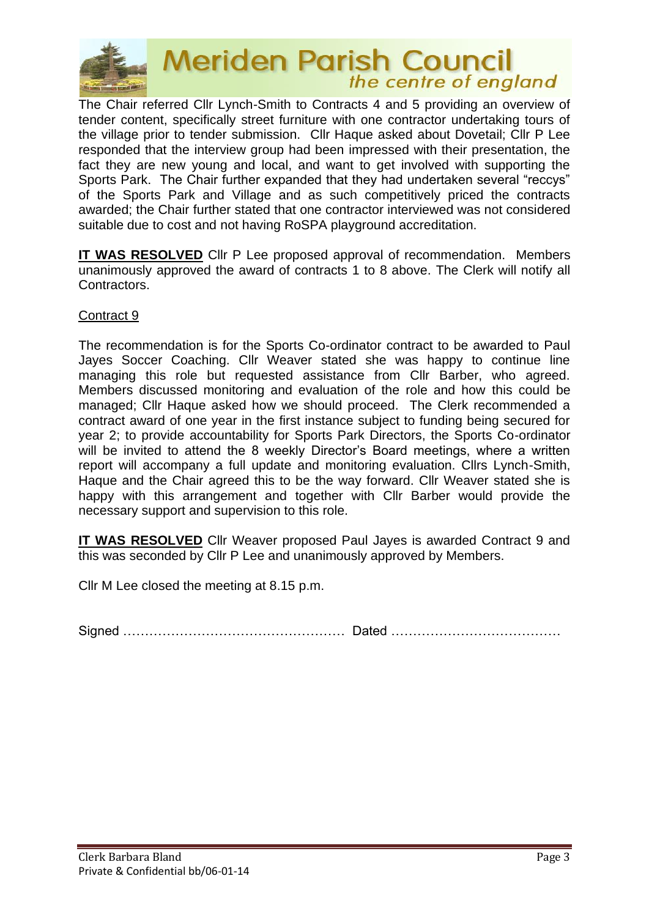The Chair referred Cllr Lynch-Smith to Contracts 4 and 5 providing an overview of tender content, specifically street furniture with one contractor undertaking tours of the village prior to tender submission. Cllr Haque asked about Dovetail; Cllr P Lee responded that the interview group had been impressed with their presentation, the fact they are new young and local, and want to get involved with supporting the Sports Park. The Chair further expanded that they had undertaken several "reccys" of the Sports Park and Village and as such competitively priced the contracts awarded; the Chair further stated that one contractor interviewed was not considered suitable due to cost and not having RoSPA playground accreditation.

**IT WAS RESOLVED** Cllr P Lee proposed approval of recommendation. Members unanimously approved the award of contracts 1 to 8 above. The Clerk will notify all Contractors.

Contract 9

The recommendation is for the Sports Co-ordinator contract to be awarded to Paul Jayes Soccer Coaching. Cllr Weaver stated she was happy to continue line managing this role but requested assistance from Cllr Barber, who agreed. Members discussed monitoring and evaluation of the role and how this could be managed; Cllr Haque asked how we should proceed. The Clerk recommended a contract award of one year in the first instance subject to funding being secured for year 2; to provide accountability for Sports Park Directors, the Sports Co-ordinator will be invited to attend the 8 weekly Director's Board meetings, where a written report will accompany a full update and monitoring evaluation. Cllrs Lynch-Smith, Haque and the Chair agreed this to be the way forward. Cllr Weaver stated she is happy with this arrangement and together with Cllr Barber would provide the necessary support and supervision to this role.

**IT WAS RESOLVED** Cllr Weaver proposed Paul Jayes is awarded Contract 9 and this was seconded by Cllr P Lee and unanimously approved by Members.

Cllr M Lee closed the meeting at 8.15 p.m.

Signed …………………………………………… Dated …………………………………